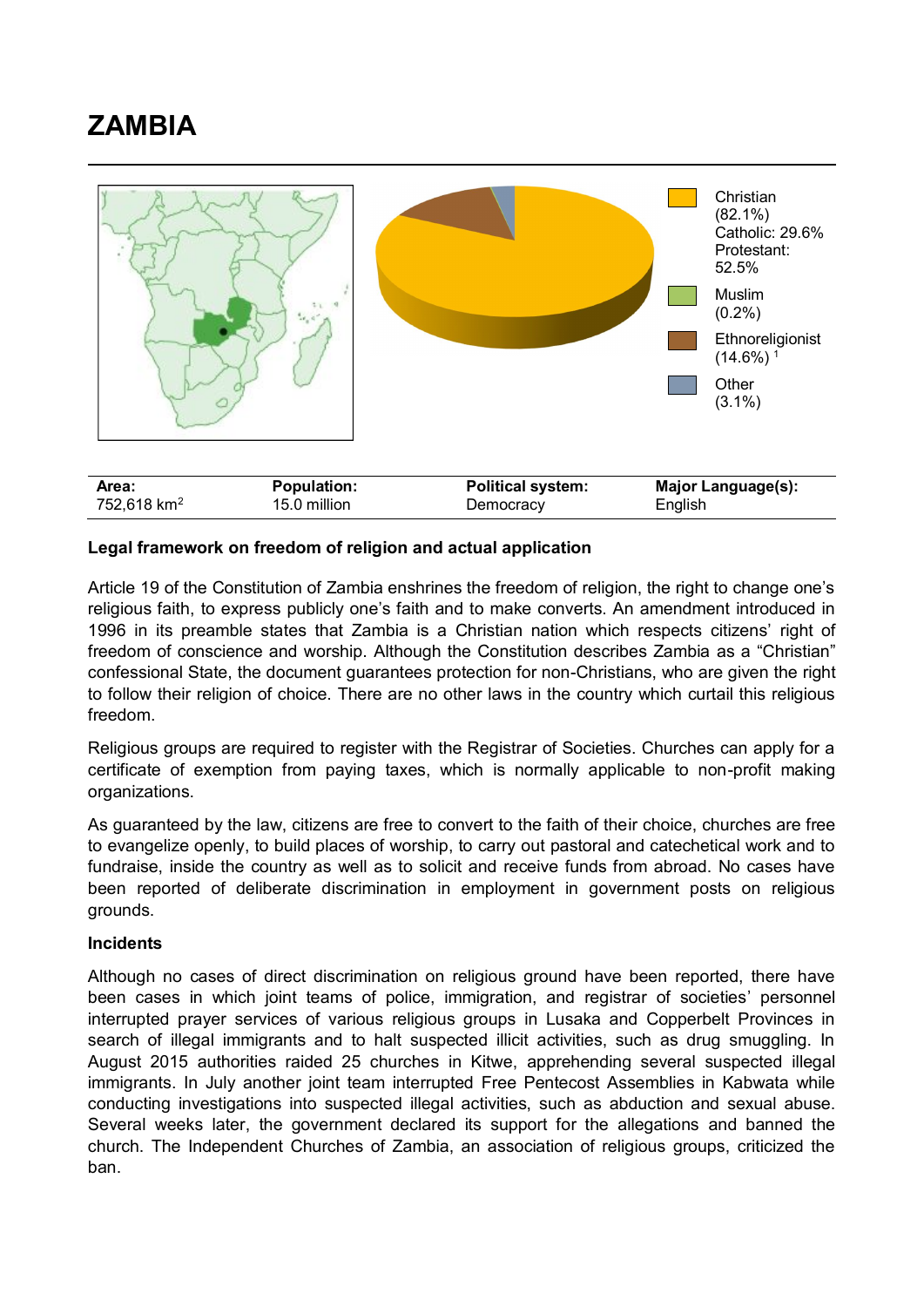# ZAMBIA

Christian (82.1%) Catholic: 29.6% Protestant: 52.5%

Muslim (0.2%)

Ethnoreligionist (14.6%) [1]

Other (3.1%)

| Area: | Population: | Political system: | Major Language(s): |
|---|---|---|---|
| 752,618 km$^2$ | 15.0 million | Democracy | English |

**Legal framework on freedom of religion and actual application**

Article 19 of the Constitution of Zambia enshrines the freedom of religion, the right to change one's religious faith, to express publicly one's faith and to make converts. An amendment introduced in 1996 in its preamble states that Zambia is a Christian nation which respects citizens' right of freedom of conscience and worship. Although the Constitution describes Zambia as a "Christian" confessional State, the document guarantees protection for non-Christians, who are given the right to follow their religion of choice. There are no other laws in the country which curtail this religious freedom.

Religious groups are required to register with the Registrar of Societies. Churches can apply for a certificate of exemption from paying taxes, which is normally applicable to non-profit making organizations.

As guaranteed by the law, citizens are free to convert to the faith of their choice, churches are free to evangelize openly, to build places of worship, to carry out pastoral and catechetical work and to fundraise, inside the country as well as to solicit and receive funds from abroad. No cases have been reported of deliberate discrimination in employment in government posts on religious grounds.

**Incidents**

Although no cases of direct discrimination on religious ground have been reported, there have been cases in which joint teams of police, immigration, and registrar of societies' personnel interrupted prayer services of various religious groups in Lusaka and Copperbelt Provinces in search of illegal immigrants and to halt suspected illicit activities, such as drug smuggling. In August 2015 authorities raided 25 churches in Kitwe, apprehending several suspected illegal immigrants. In July another joint team interrupted Free Pentecost Assemblies in Kabwata while conducting investigations into suspected illegal activities, such as abduction and sexual abuse. Several weeks later, the government declared its support for the allegations and banned the church. The Independent Churches of Zambia, an association of religious groups, criticized the ban.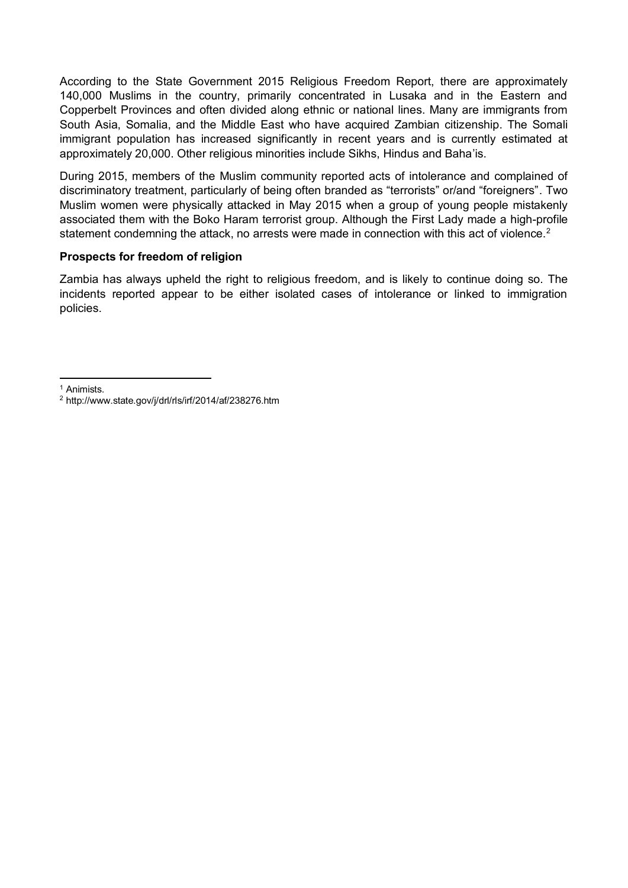According to the State Government 2015 Religious Freedom Report, there are approximately 140,000 Muslims in the country, primarily concentrated in Lusaka and in the Eastern and Copperbelt Provinces and often divided along ethnic or national lines. Many are immigrants from South Asia, Somalia, and the Middle East who have acquired Zambian citizenship. The Somali immigrant population has increased significantly in recent years and is currently estimated at approximately 20,000. Other religious minorities include Sikhs, Hindus and Baha'is.

During 2015, members of the Muslim community reported acts of intolerance and complained of discriminatory treatment, particularly of being often branded as "terrorists" or/and "foreigners". Two Muslim women were physically attacked in May 2015 when a group of young people mistakenly associated them with the Boko Haram terrorist group. Although the First Lady made a high-profile statement condemning the attack, no arrests were made in connection with this act of violence.[2]

**Prospects for freedom of religion**

Zambia has always upheld the right to religious freedom, and is likely to continue doing so. The incidents reported appear to be either isolated cases of intolerance or linked to immigration policies.

---

[1] Animists.

[2] http://www.state.gov/j/drl/rls/irf/2014/af/238276.htm